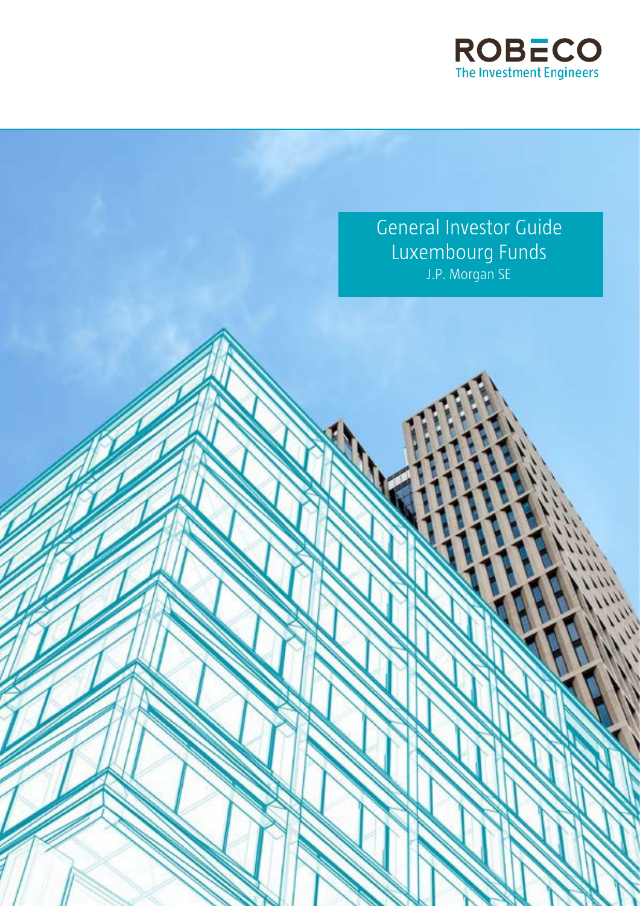ROBECO
The Investment Engineers

# General Investor Guide Luxembourg Funds

J.P. Morgan SE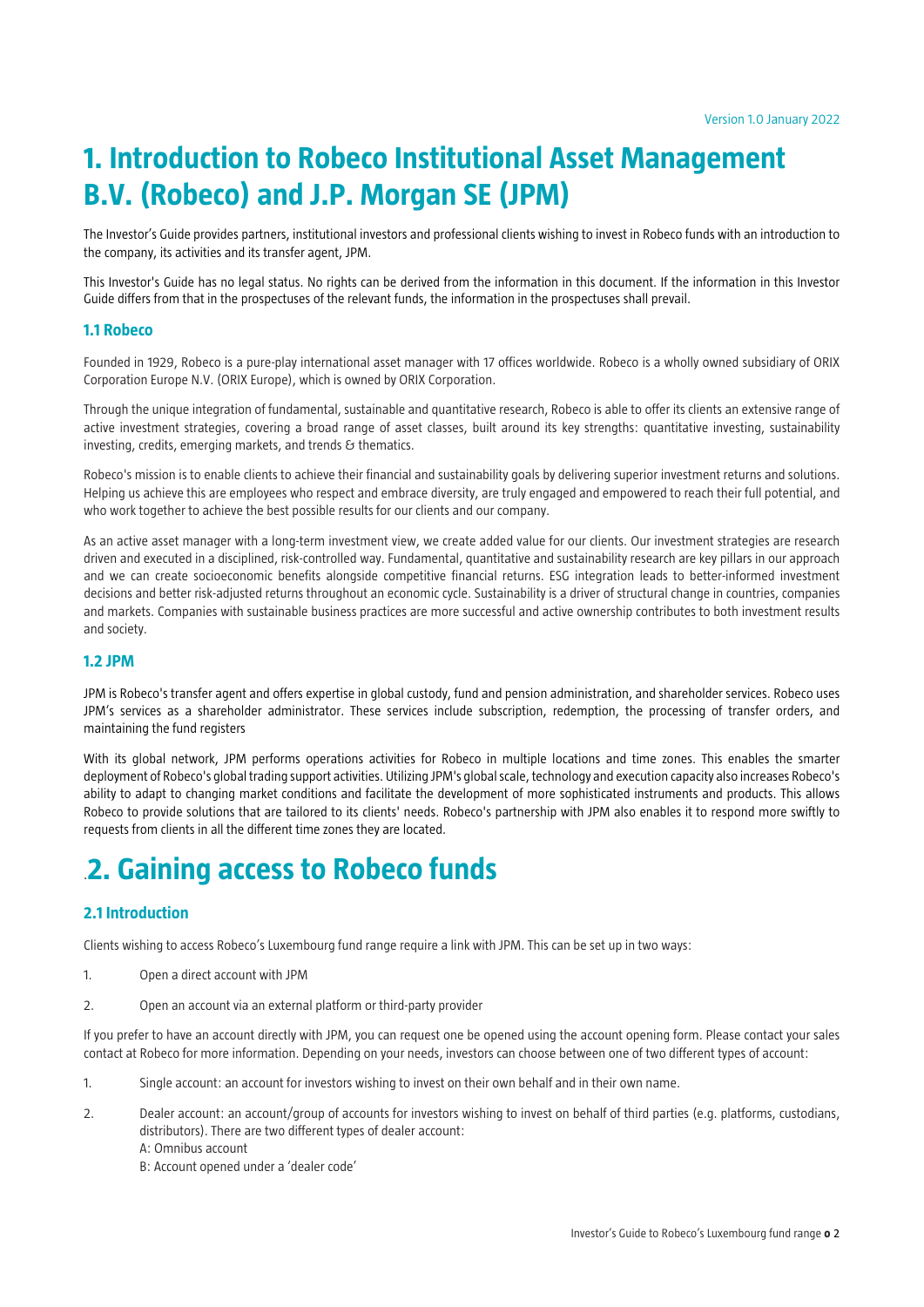# 1. Introduction to Robeco Institutional Asset Management B.V. (Robeco) and J.P. Morgan SE (JPM)

The Investor's Guide provides partners, institutional investors and professional clients wishing to invest in Robeco funds with an introduction to the company, its activities and its transfer agent, JPM.

This Investor's Guide has no legal status. No rights can be derived from the information in this document. If the information in this Investor Guide differs from that in the prospectuses of the relevant funds, the information in the prospectuses shall prevail.

## 1.1 Robeco

Founded in 1929, Robeco is a pure-play international asset manager with 17 offices worldwide. Robeco is a wholly owned subsidiary of ORIX Corporation Europe N.V. (ORIX Europe), which is owned by ORIX Corporation.

Through the unique integration of fundamental, sustainable and quantitative research, Robeco is able to offer its clients an extensive range of active investment strategies, covering a broad range of asset classes, built around its key strengths: quantitative investing, sustainability investing, credits, emerging markets, and trends & thematics.

Robeco's mission is to enable clients to achieve their financial and sustainability goals by delivering superior investment returns and solutions. Helping us achieve this are employees who respect and embrace diversity, are truly engaged and empowered to reach their full potential, and who work together to achieve the best possible results for our clients and our company.

As an active asset manager with a long-term investment view, we create added value for our clients. Our investment strategies are research driven and executed in a disciplined, risk-controlled way. Fundamental, quantitative and sustainability research are key pillars in our approach and we can create socioeconomic benefits alongside competitive financial returns. ESG integration leads to better-informed investment decisions and better risk-adjusted returns throughout an economic cycle. Sustainability is a driver of structural change in countries, companies and markets. Companies with sustainable business practices are more successful and active ownership contributes to both investment results and society.

## 1.2 JPM

JPM is Robeco's transfer agent and offers expertise in global custody, fund and pension administration, and shareholder services. Robeco uses JPM's services as a shareholder administrator. These services include subscription, redemption, the processing of transfer orders, and maintaining the fund registers

With its global network, JPM performs operations activities for Robeco in multiple locations and time zones. This enables the smarter deployment of Robeco's global trading support activities. Utilizing JPM's global scale, technology and execution capacity also increases Robeco's ability to adapt to changing market conditions and facilitate the development of more sophisticated instruments and products. This allows Robeco to provide solutions that are tailored to its clients' needs. Robeco's partnership with JPM also enables it to respond more swiftly to requests from clients in all the different time zones they are located.

# .2. Gaining access to Robeco funds

## 2.1 Introduction

Clients wishing to access Robeco's Luxembourg fund range require a link with JPM. This can be set up in two ways:

1. Open a direct account with JPM
2. Open an account via an external platform or third-party provider

If you prefer to have an account directly with JPM, you can request one be opened using the account opening form. Please contact your sales contact at Robeco for more information. Depending on your needs, investors can choose between one of two different types of account:

1. Single account: an account for investors wishing to invest on their own behalf and in their own name.
2. Dealer account: an account/group of accounts for investors wishing to invest on behalf of third parties (e.g. platforms, custodians, distributors). There are two different types of dealer account:
   A: Omnibus account
   B: Account opened under a 'dealer code'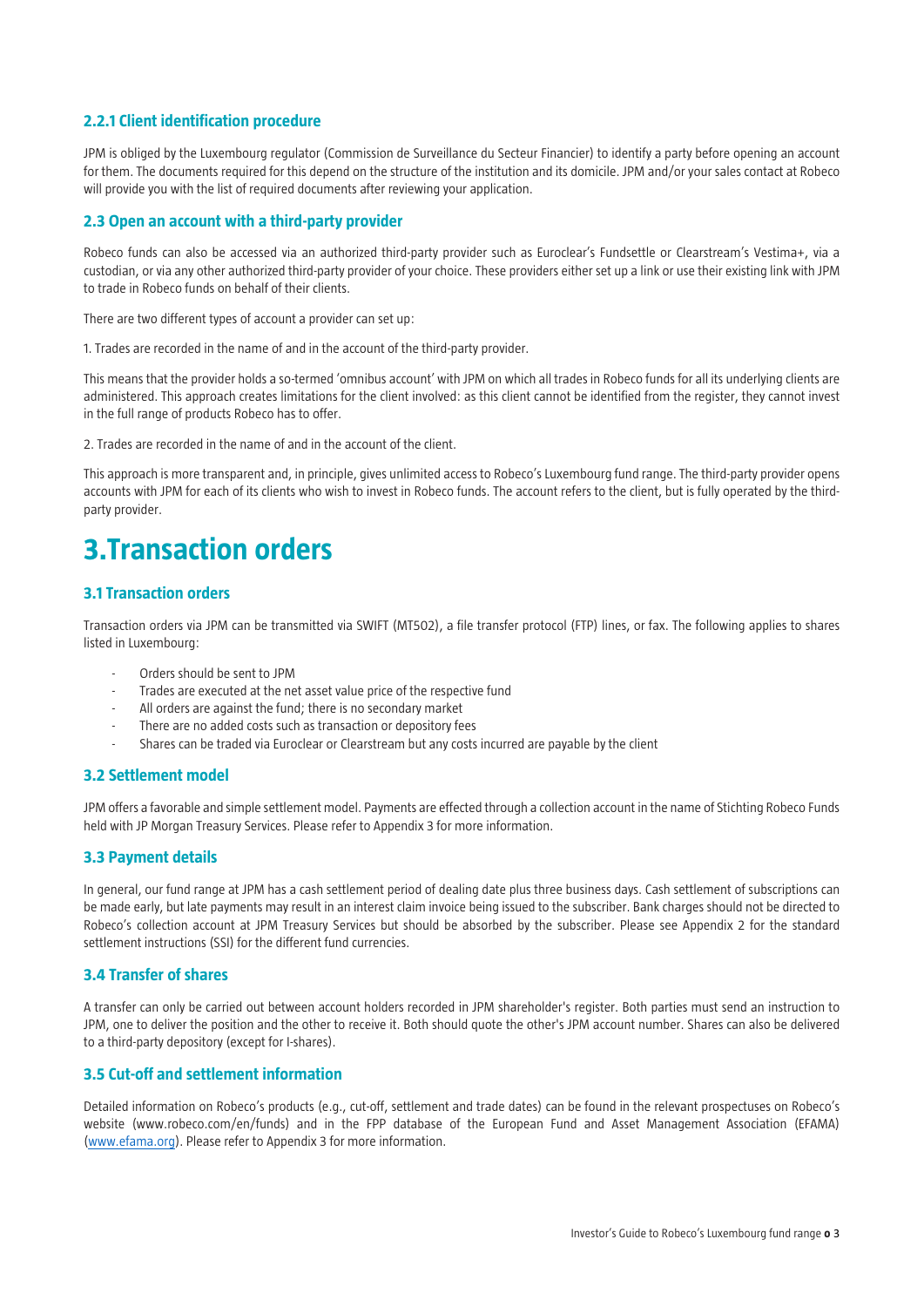### 2.2.1 Client identification procedure

JPM is obliged by the Luxembourg regulator (Commission de Surveillance du Secteur Financier) to identify a party before opening an account for them. The documents required for this depend on the structure of the institution and its domicile. JPM and/or your sales contact at Robeco will provide you with the list of required documents after reviewing your application.

### 2.3 Open an account with a third-party provider

Robeco funds can also be accessed via an authorized third-party provider such as Euroclear's Fundsettle or Clearstream's Vestima+, via a custodian, or via any other authorized third-party provider of your choice. These providers either set up a link or use their existing link with JPM to trade in Robeco funds on behalf of their clients.

There are two different types of account a provider can set up:

1. Trades are recorded in the name of and in the account of the third-party provider.

This means that the provider holds a so-termed 'omnibus account' with JPM on which all trades in Robeco funds for all its underlying clients are administered. This approach creates limitations for the client involved: as this client cannot be identified from the register, they cannot invest in the full range of products Robeco has to offer.

2. Trades are recorded in the name of and in the account of the client.

This approach is more transparent and, in principle, gives unlimited access to Robeco's Luxembourg fund range. The third-party provider opens accounts with JPM for each of its clients who wish to invest in Robeco funds. The account refers to the client, but is fully operated by the third-party provider.

# 3.Transaction orders

### 3.1 Transaction orders

Transaction orders via JPM can be transmitted via SWIFT (MT502), a file transfer protocol (FTP) lines, or fax. The following applies to shares listed in Luxembourg:

- Orders should be sent to JPM
- Trades are executed at the net asset value price of the respective fund
- All orders are against the fund; there is no secondary market
- There are no added costs such as transaction or depository fees
- Shares can be traded via Euroclear or Clearstream but any costs incurred are payable by the client

### 3.2 Settlement model

JPM offers a favorable and simple settlement model. Payments are effected through a collection account in the name of Stichting Robeco Funds held with JP Morgan Treasury Services. Please refer to Appendix 3 for more information.

### 3.3 Payment details

In general, our fund range at JPM has a cash settlement period of dealing date plus three business days. Cash settlement of subscriptions can be made early, but late payments may result in an interest claim invoice being issued to the subscriber. Bank charges should not be directed to Robeco's collection account at JPM Treasury Services but should be absorbed by the subscriber. Please see Appendix 2 for the standard settlement instructions (SSI) for the different fund currencies.

### 3.4 Transfer of shares

A transfer can only be carried out between account holders recorded in JPM shareholder's register. Both parties must send an instruction to JPM, one to deliver the position and the other to receive it. Both should quote the other's JPM account number. Shares can also be delivered to a third-party depository (except for I-shares).

### 3.5 Cut-off and settlement information

Detailed information on Robeco's products (e.g., cut-off, settlement and trade dates) can be found in the relevant prospectuses on Robeco's website (www.robeco.com/en/funds) and in the FPP database of the European Fund and Asset Management Association (EFAMA) (www.efama.org). Please refer to Appendix 3 for more information.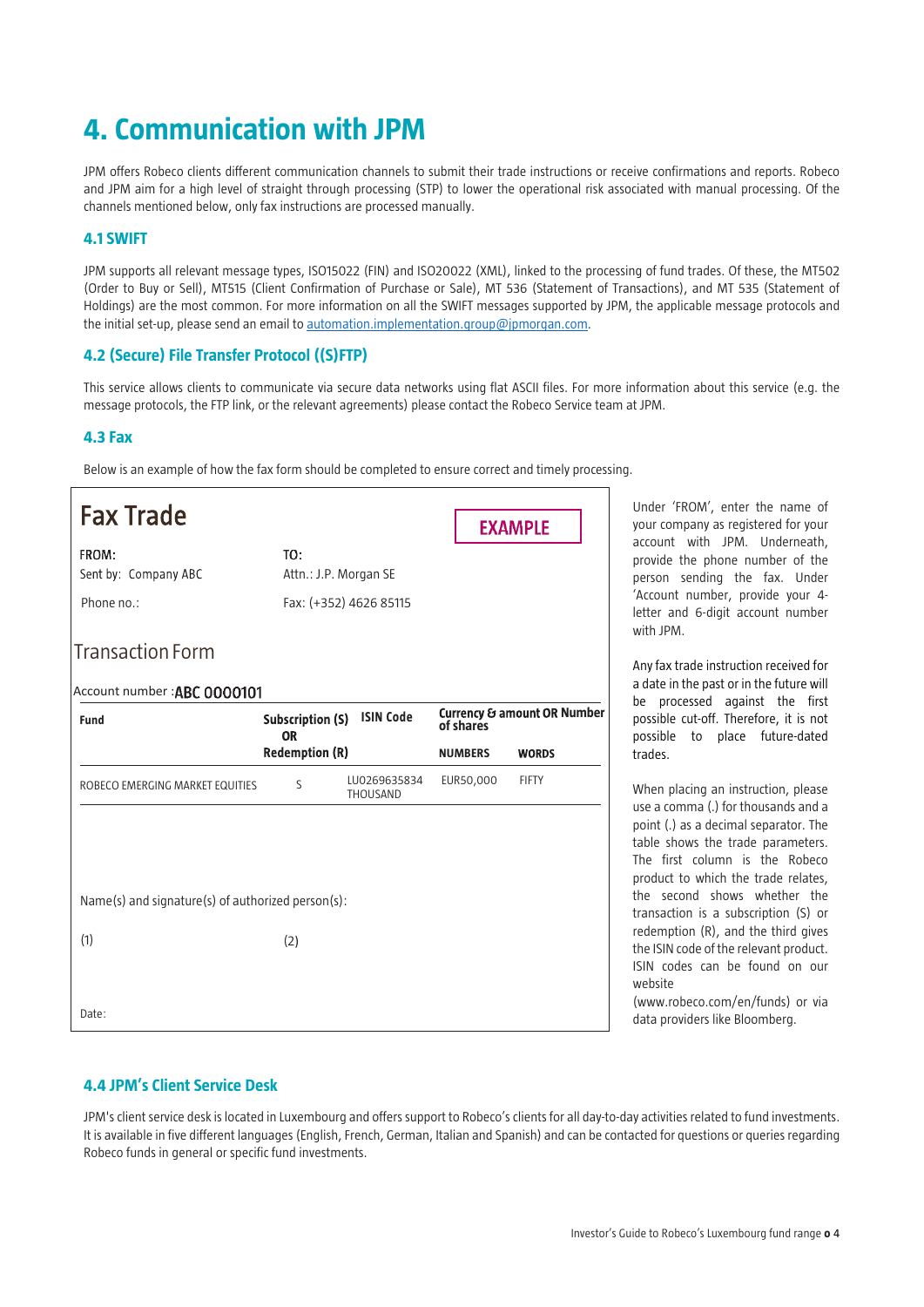# 4. Communication with JPM

JPM offers Robeco clients different communication channels to submit their trade instructions or receive confirmations and reports. Robeco and JPM aim for a high level of straight through processing (STP) to lower the operational risk associated with manual processing. Of the channels mentioned below, only fax instructions are processed manually.

## 4.1 SWIFT

JPM supports all relevant message types, ISO15022 (FIN) and ISO20022 (XML), linked to the processing of fund trades. Of these, the MT502 (Order to Buy or Sell), MT515 (Client Confirmation of Purchase or Sale), MT 536 (Statement of Transactions), and MT 535 (Statement of Holdings) are the most common. For more information on all the SWIFT messages supported by JPM, the applicable message protocols and the initial set-up, please send an email to automation.implementation.group@jpmorgan.com.

## 4.2 (Secure) File Transfer Protocol ((S)FTP)

This service allows clients to communicate via secure data networks using flat ASCII files. For more information about this service (e.g. the message protocols, the FTP link, or the relevant agreements) please contact the Robeco Service team at JPM.

## 4.3 Fax

Below is an example of how the fax form should be completed to ensure correct and timely processing.

**Fax Trade** — **EXAMPLE**

| FROM: | TO: |
|---|---|
| Sent by: Company ABC | Attn.: J.P. Morgan SE |
| Phone no.: | Fax: (+352) 4626 85115 |

**Transaction Form**

Account number : **ABC 0000101**

| Fund | Subscription (S) OR Redemption (R) | ISIN Code | Currency & amount OR Number of shares | |
|---|---|---|---|---|
| | | | NUMBERS | WORDS |
| ROBECO EMERGING MARKET EQUITIES | S | LU0269635834 | EUR50,000 | FIFTY THOUSAND |

Name(s) and signature(s) of authorized person(s):

(1) (2)

Date:

Under 'FROM', enter the name of your company as registered for your account with JPM. Underneath, provide the phone number of the person sending the fax. Under 'Account number, provide your 4-letter and 6-digit account number with JPM.

Any fax trade instruction received for a date in the past or in the future will be processed against the first possible cut-off. Therefore, it is not possible to place future-dated trades.

When placing an instruction, please use a comma (,) for thousands and a point (.) as a decimal separator. The table shows the trade parameters. The first column is the Robeco product to which the trade relates, the second shows whether the transaction is a subscription (S) or redemption (R), and the third gives the ISIN code of the relevant product. ISIN codes can be found on our website (www.robeco.com/en/funds) or via data providers like Bloomberg.

## 4.4 JPM's Client Service Desk

JPM's client service desk is located in Luxembourg and offers support to Robeco's clients for all day-to-day activities related to fund investments. It is available in five different languages (English, French, German, Italian and Spanish) and can be contacted for questions or queries regarding Robeco funds in general or specific fund investments.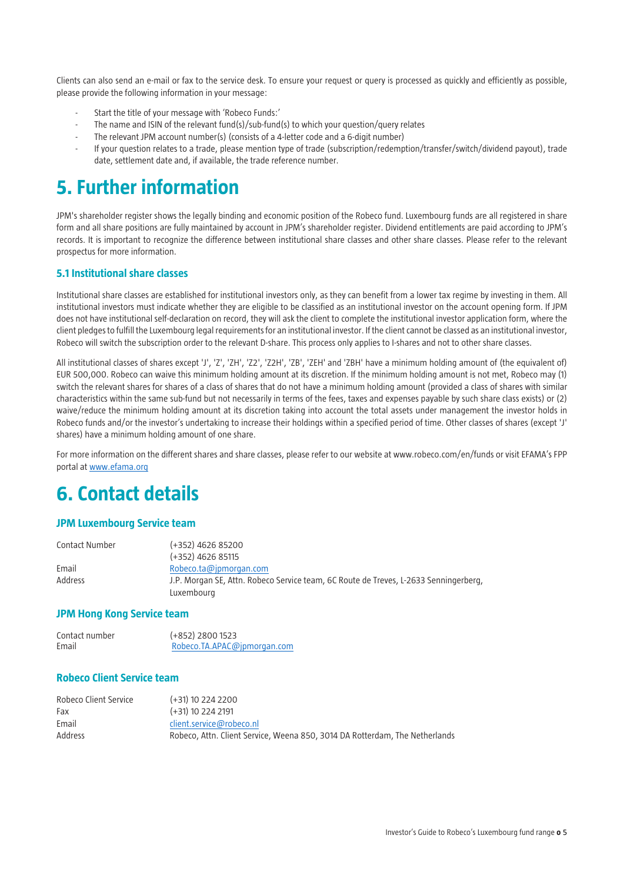Clients can also send an e-mail or fax to the service desk. To ensure your request or query is processed as quickly and efficiently as possible, please provide the following information in your message:

- Start the title of your message with 'Robeco Funds:'
- The name and ISIN of the relevant fund(s)/sub-fund(s) to which your question/query relates
- The relevant JPM account number(s) (consists of a 4-letter code and a 6-digit number)
- If your question relates to a trade, please mention type of trade (subscription/redemption/transfer/switch/dividend payout), trade date, settlement date and, if available, the trade reference number.

# 5. Further information

JPM's shareholder register shows the legally binding and economic position of the Robeco fund. Luxembourg funds are all registered in share form and all share positions are fully maintained by account in JPM's shareholder register. Dividend entitlements are paid according to JPM's records. It is important to recognize the difference between institutional share classes and other share classes. Please refer to the relevant prospectus for more information.

## 5.1 Institutional share classes

Institutional share classes are established for institutional investors only, as they can benefit from a lower tax regime by investing in them. All institutional investors must indicate whether they are eligible to be classified as an institutional investor on the account opening form. If JPM does not have institutional self-declaration on record, they will ask the client to complete the institutional investor application form, where the client pledges to fulfill the Luxembourg legal requirements for an institutional investor. If the client cannot be classed as an institutional investor, Robeco will switch the subscription order to the relevant D-share. This process only applies to I-shares and not to other share classes.

All institutional classes of shares except 'J', 'Z', 'ZH', 'Z2', 'Z2H', 'ZB', 'ZEH' and 'ZBH' have a minimum holding amount of (the equivalent of) EUR 500,000. Robeco can waive this minimum holding amount at its discretion. If the minimum holding amount is not met, Robeco may (1) switch the relevant shares for shares of a class of shares that do not have a minimum holding amount (provided a class of shares with similar characteristics within the same sub-fund but not necessarily in terms of the fees, taxes and expenses payable by such share class exists) or (2) waive/reduce the minimum holding amount at its discretion taking into account the total assets under management the investor holds in Robeco funds and/or the investor's undertaking to increase their holdings within a specified period of time. Other classes of shares (except 'J' shares) have a minimum holding amount of one share.

For more information on the different shares and share classes, please refer to our website at www.robeco.com/en/funds or visit EFAMA's FPP portal at www.efama.org

# 6. Contact details

### JPM Luxembourg Service team

| | |
|---|---|
| Contact Number | (+352) 4626 85200<br>(+352) 4626 85115 |
| Email | Robeco.ta@jpmorgan.com |
| Address | J.P. Morgan SE, Attn. Robeco Service team, 6C Route de Treves, L-2633 Senningerberg, Luxembourg |

### JPM Hong Kong Service team

| | |
|---|---|
| Contact number | (+852) 2800 1523 |
| Email | Robeco.TA.APAC@jpmorgan.com |

### Robeco Client Service team

| | |
|---|---|
| Robeco Client Service | (+31) 10 224 2200 |
| Fax | (+31) 10 224 2191 |
| Email | client.service@robeco.nl |
| Address | Robeco, Attn. Client Service, Weena 850, 3014 DA Rotterdam, The Netherlands |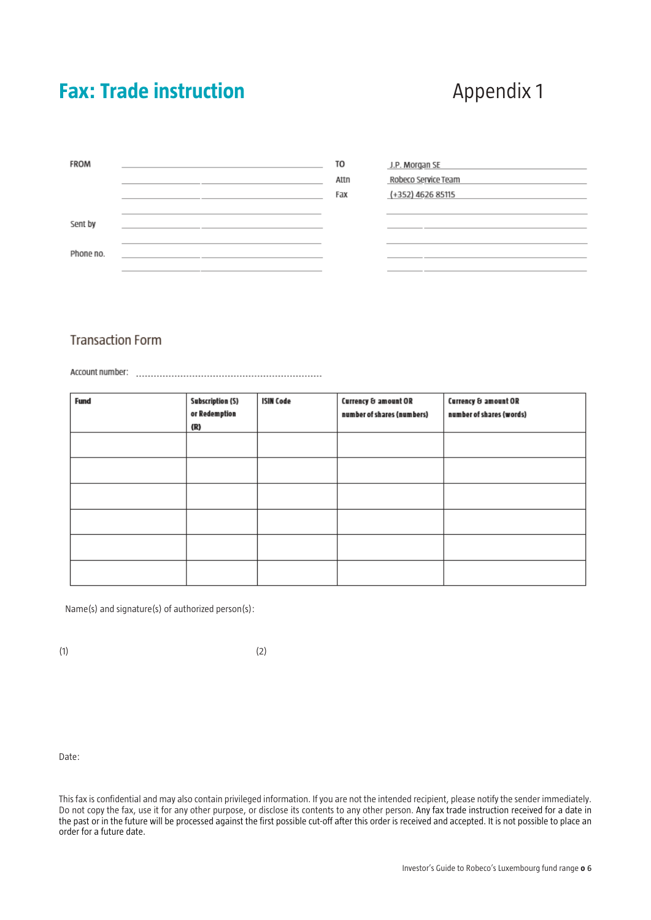# Fax: Trade instruction

Appendix 1

| | | | |
|---|---|---|---|
| FROM | | TO | J.P. Morgan SE |
| | | Attn | Robeco Service Team |
| | | Fax | (+352) 4626 85115 |
| Sent by | | | |
| Phone no. | | | |

## Transaction Form

Account number: ..................................................................

| Fund | Subscription (S) or Redemption (R) | ISIN Code | Currency & amount OR number of shares (numbers) | Currency & amount OR number of shares (words) |
|---|---|---|---|---|
| | | | | |
| | | | | |
| | | | | |
| | | | | |
| | | | | |
| | | | | |

Name(s) and signature(s) of authorized person(s):

(1) (2)

Date:

This fax is confidential and may also contain privileged information. If you are not the intended recipient, please notify the sender immediately. Do not copy the fax, use it for any other purpose, or disclose its contents to any other person. Any fax trade instruction received for a date in the past or in the future will be processed against the first possible cut-off after this order is received and accepted. It is not possible to place an order for a future date.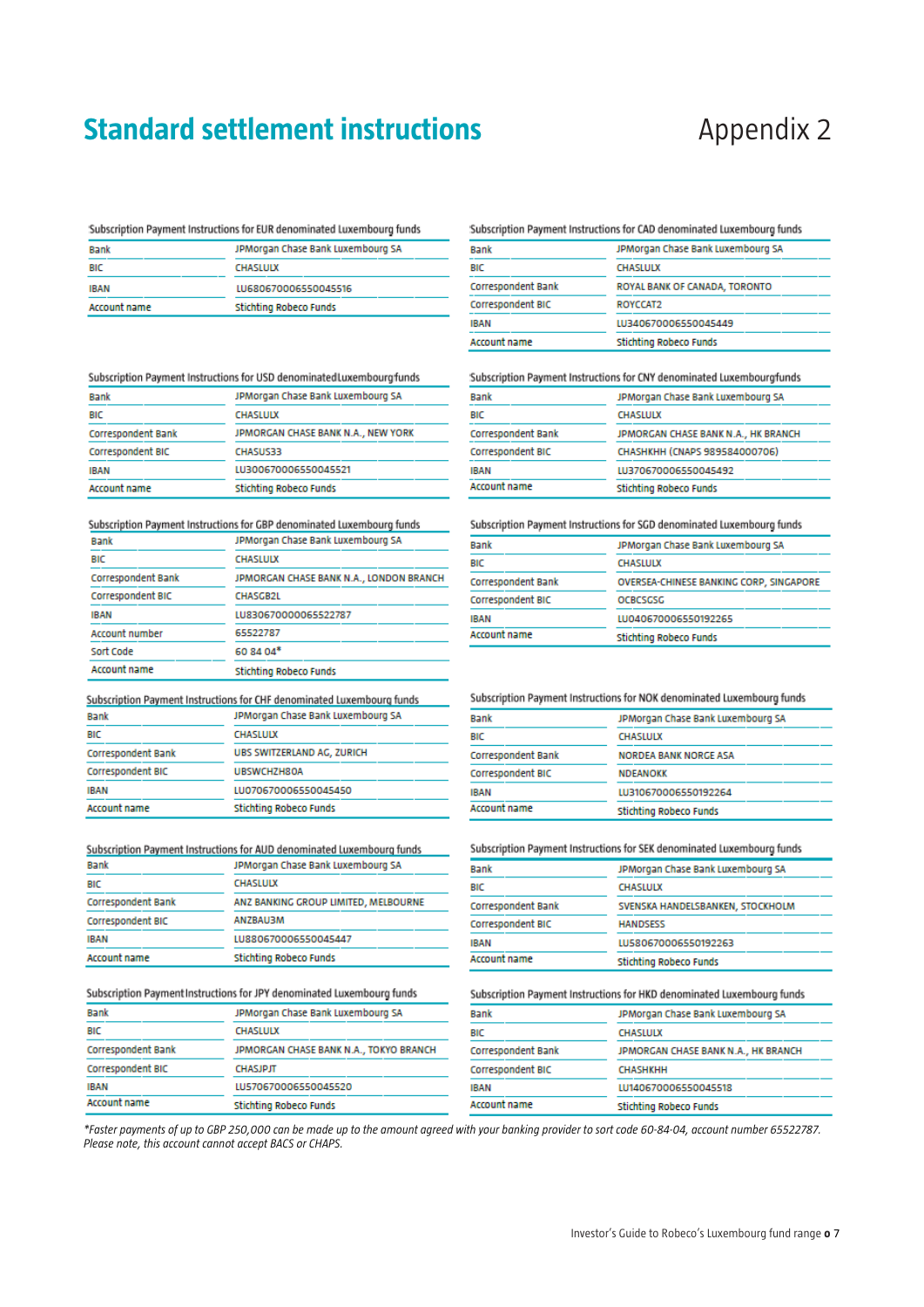# Standard settlement instructions

Appendix 2

Subscription Payment Instructions for EUR denominated Luxembourg funds

| | |
|---|---|
| Bank | JPMorgan Chase Bank Luxembourg SA |
| BIC | CHASLULX |
| IBAN | LU680670006550045516 |
| Account name | Stichting Robeco Funds |

Subscription Payment Instructions for USD denominated Luxembourg funds

| | |
|---|---|
| Bank | JPMorgan Chase Bank Luxembourg SA |
| BIC | CHASLULX |
| Correspondent Bank | JPMORGAN CHASE BANK N.A., NEW YORK |
| Correspondent BIC | CHASUS33 |
| IBAN | LU300670006550045521 |
| Account name | Stichting Robeco Funds |

Subscription Payment Instructions for GBP denominated Luxembourg funds

| | |
|---|---|
| Bank | JPMorgan Chase Bank Luxembourg SA |
| BIC | CHASLULX |
| Correspondent Bank | JPMORGAN CHASE BANK N.A., LONDON BRANCH |
| Correspondent BIC | CHASGB2L |
| IBAN | LU830670000065522787 |
| Account number | 65522787 |
| Sort Code | 60 84 04* |
| Account name | Stichting Robeco Funds |

Subscription Payment Instructions for CHF denominated Luxembourg funds

| | |
|---|---|
| Bank | JPMorgan Chase Bank Luxembourg SA |
| BIC | CHASLULX |
| Correspondent Bank | UBS SWITZERLAND AG, ZURICH |
| Correspondent BIC | UBSWCHZH80A |
| IBAN | LU070670006550045450 |
| Account name | Stichting Robeco Funds |

Subscription Payment Instructions for AUD denominated Luxembourg funds

| | |
|---|---|
| Bank | JPMorgan Chase Bank Luxembourg SA |
| BIC | CHASLULX |
| Correspondent Bank | ANZ BANKING GROUP LIMITED, MELBOURNE |
| Correspondent BIC | ANZBAU3M |
| IBAN | LU880670006550045447 |
| Account name | Stichting Robeco Funds |

Subscription Payment Instructions for JPY denominated Luxembourg funds

| | |
|---|---|
| Bank | JPMorgan Chase Bank Luxembourg SA |
| BIC | CHASLULX |
| Correspondent Bank | JPMORGAN CHASE BANK N.A., TOKYO BRANCH |
| Correspondent BIC | CHASJPJT |
| IBAN | LU570670006550045520 |
| Account name | Stichting Robeco Funds |

Subscription Payment Instructions for CAD denominated Luxembourg funds

| | |
|---|---|
| Bank | JPMorgan Chase Bank Luxembourg SA |
| BIC | CHASLULX |
| Correspondent Bank | ROYAL BANK OF CANADA, TORONTO |
| Correspondent BIC | ROYCCAT2 |
| IBAN | LU340670006550045449 |
| Account name | Stichting Robeco Funds |

Subscription Payment Instructions for CNY denominated Luxembourg funds

| | |
|---|---|
| Bank | JPMorgan Chase Bank Luxembourg SA |
| BIC | CHASLULX |
| Correspondent Bank | JPMORGAN CHASE BANK N.A., HK BRANCH |
| Correspondent BIC | CHASHKHH (CNAPS 989584000706) |
| IBAN | LU370670006550045492 |
| Account name | Stichting Robeco Funds |

Subscription Payment Instructions for SGD denominated Luxembourg funds

| | |
|---|---|
| Bank | JPMorgan Chase Bank Luxembourg SA |
| BIC | CHASLULX |
| Correspondent Bank | OVERSEA-CHINESE BANKING CORP, SINGAPORE |
| Correspondent BIC | OCBCSGSG |
| IBAN | LU040670006550192265 |
| Account name | Stichting Robeco Funds |

Subscription Payment Instructions for NOK denominated Luxembourg funds

| | |
|---|---|
| Bank | JPMorgan Chase Bank Luxembourg SA |
| BIC | CHASLULX |
| Correspondent Bank | NORDEA BANK NORGE ASA |
| Correspondent BIC | NDEANOKK |
| IBAN | LU310670006550192264 |
| Account name | Stichting Robeco Funds |

Subscription Payment Instructions for SEK denominated Luxembourg funds

| | |
|---|---|
| Bank | JPMorgan Chase Bank Luxembourg SA |
| BIC | CHASLULX |
| Correspondent Bank | SVENSKA HANDELSBANKEN, STOCKHOLM |
| Correspondent BIC | HANDSESS |
| IBAN | LU580670006550192263 |
| Account name | Stichting Robeco Funds |

Subscription Payment Instructions for HKD denominated Luxembourg funds

| | |
|---|---|
| Bank | JPMorgan Chase Bank Luxembourg SA |
| BIC | CHASLULX |
| Correspondent Bank | JPMORGAN CHASE BANK N.A., HK BRANCH |
| Correspondent BIC | CHASHKHH |
| IBAN | LU140670006550045518 |
| Account name | Stichting Robeco Funds |

*\*Foster payments of up to GBP 250,000 can be made up to the amount agreed with your banking provider to sort code 60-84-04, account number 65522787. Please note, this account cannot accept BACS or CHAPS.*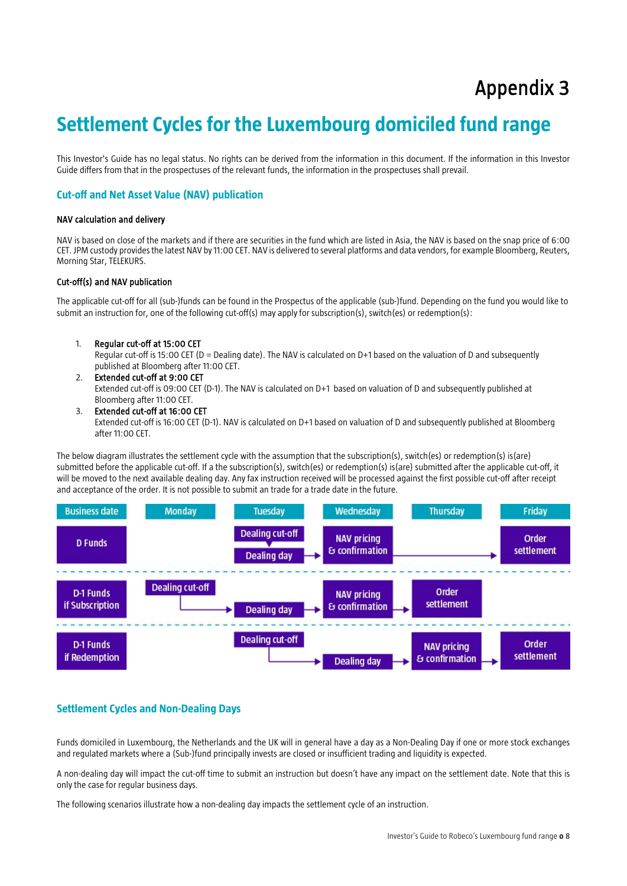# Appendix 3

## Settlement Cycles for the Luxembourg domiciled fund range

This Investor's Guide has no legal status. No rights can be derived from the information in this document. If the information in this Investor Guide differs from that in the prospectuses of the relevant funds, the information in the prospectuses shall prevail.

### Cut-off and Net Asset Value (NAV) publication

#### NAV calculation and delivery

NAV is based on close of the markets and if there are securities in the fund which are listed in Asia, the NAV is based on the snap price of 6:00 CET. JPM custody provides the latest NAV by 11:00 CET. NAV is delivered to several platforms and data vendors, for example Bloomberg, Reuters, Morning Star, TELEKURS.

#### Cut-off(s) and NAV publication

The applicable cut-off for all (sub-)funds can be found in the Prospectus of the applicable (sub-)fund. Depending on the fund you would like to submit an instruction for, one of the following cut-off(s) may apply for subscription(s), switch(es) or redemption(s):

1. **Regular cut-off at 15:00 CET**
   Regular cut-off is 15:00 CET (D = Dealing date). The NAV is calculated on D+1 based on the valuation of D and subsequently published at Bloomberg after 11:00 CET.
2. **Extended cut-off at 9:00 CET**
   Extended cut-off is 09:00 CET (D-1). The NAV is calculated on D+1 based on valuation of D and subsequently published at Bloomberg after 11:00 CET.
3. **Extended cut-off at 16:00 CET**
   Extended cut-off is 16:00 CET (D-1). NAV is calculated on D+1 based on valuation of D and subsequently published at Bloomberg after 11:00 CET.

The below diagram illustrates the settlement cycle with the assumption that the subscription(s), switch(es) or redemption(s) is(are) submitted before the applicable cut-off. If a the subscription(s), switch(es) or redemption(s) is(are) submitted after the applicable cut-off, it will be moved to the next available dealing day. Any fax instruction received will be processed against the first possible cut-off after receipt and acceptance of the order. It is not possible to submit an trade for a trade date in the future.

| Business date | Monday | Tuesday | Wednesday | Thursday | Friday |
|---|---|---|---|---|---|
| D Funds | | Dealing cut-off / Dealing day | NAV pricing & confirmation | | Order settlement |
| D-1 Funds if Subscription | Dealing cut-off | Dealing day | NAV pricing & confirmation | Order settlement | |
| D-1 Funds if Redemption | | Dealing cut-off | Dealing day | NAV pricing & confirmation | Order settlement |

### Settlement Cycles and Non-Dealing Days

Funds domiciled in Luxembourg, the Netherlands and the UK will in general have a day as a Non-Dealing Day if one or more stock exchanges and regulated markets where a (Sub-)fund principally invests are closed or insufficient trading and liquidity is expected.

A non-dealing day will impact the cut-off time to submit an instruction but doesn't have any impact on the settlement date. Note that this is only the case for regular business days.

The following scenarios illustrate how a non-dealing day impacts the settlement cycle of an instruction.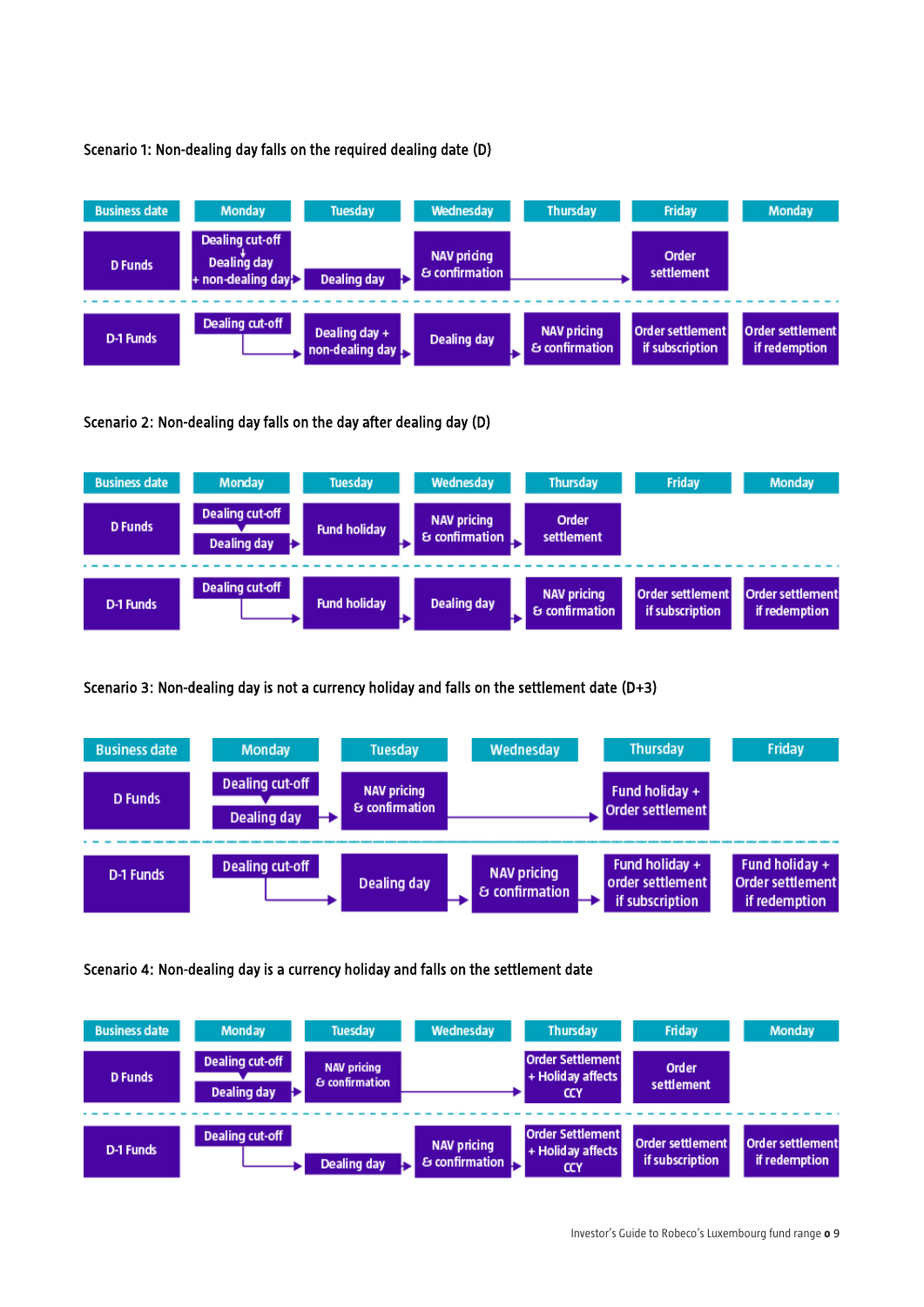Scenario 1: Non-dealing day falls on the required dealing date (D)

| Business date | Monday | Tuesday | Wednesday | Thursday | Friday | Monday |
|---|---|---|---|---|---|---|
| D Funds | Dealing cut-off → Dealing day + non-dealing day | Dealing day | NAV pricing & confirmation | | Order settlement | |
| D-1 Funds | Dealing cut-off | Dealing day + non-dealing day | Dealing day | NAV pricing & confirmation | Order settlement if subscription | Order settlement if redemption |

Scenario 2: Non-dealing day falls on the day after dealing day (D)

| Business date | Monday | Tuesday | Wednesday | Thursday | Friday | Monday |
|---|---|---|---|---|---|---|
| D Funds | Dealing cut-off → Dealing day | Fund holiday | NAV pricing & confirmation | Order settlement | | |
| D-1 Funds | Dealing cut-off | Fund holiday | Dealing day | NAV pricing & confirmation | Order settlement if subscription | Order settlement if redemption |

Scenario 3: Non-dealing day is not a currency holiday and falls on the settlement date (D+3)

| Business date | Monday | Tuesday | Wednesday | Thursday | Friday |
|---|---|---|---|---|---|
| D Funds | Dealing cut-off → Dealing day | NAV pricing & confirmation | | Fund holiday + Order settlement | |
| D-1 Funds | Dealing cut-off | Dealing day | NAV pricing & confirmation | Fund holiday + order settlement if subscription | Fund holiday + Order settlement if redemption |

Scenario 4: Non-dealing day is a currency holiday and falls on the settlement date

| Business date | Monday | Tuesday | Wednesday | Thursday | Friday | Monday |
|---|---|---|---|---|---|---|
| D Funds | Dealing cut-off → Dealing day | NAV pricing & confirmation | | Order Settlement + Holiday affects CCY | Order settlement | |
| D-1 Funds | Dealing cut-off | Dealing day | NAV pricing & confirmation | Order Settlement + Holiday affects CCY | Order settlement if subscription | Order settlement if redemption |